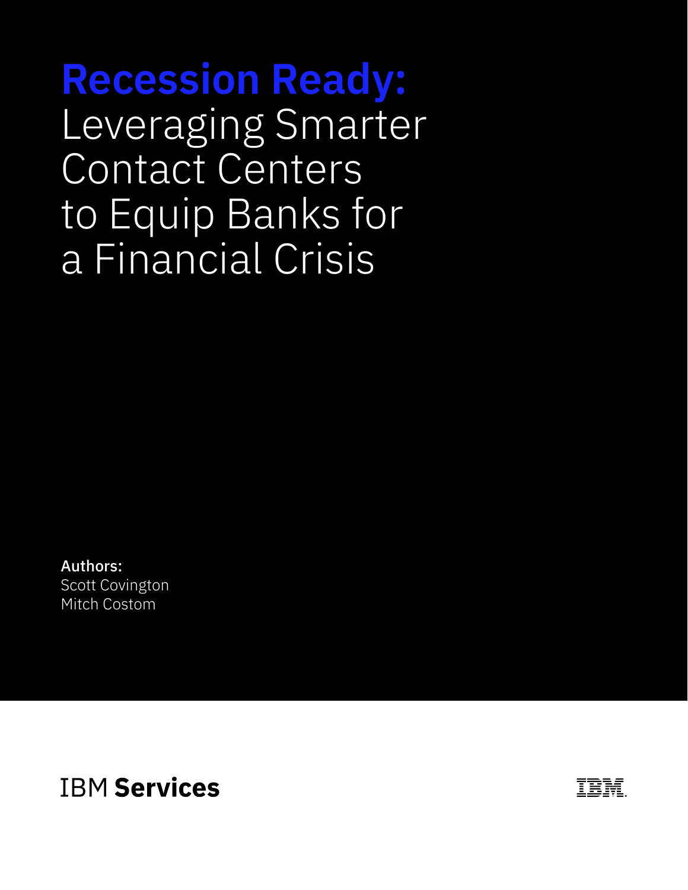# **Recession Ready:** Leveraging Smarter Contact Centers to Equip Banks for a Financial Crisis

**Authors:**
Scott Covington
Mitch Costom

IBM **Services**

IBM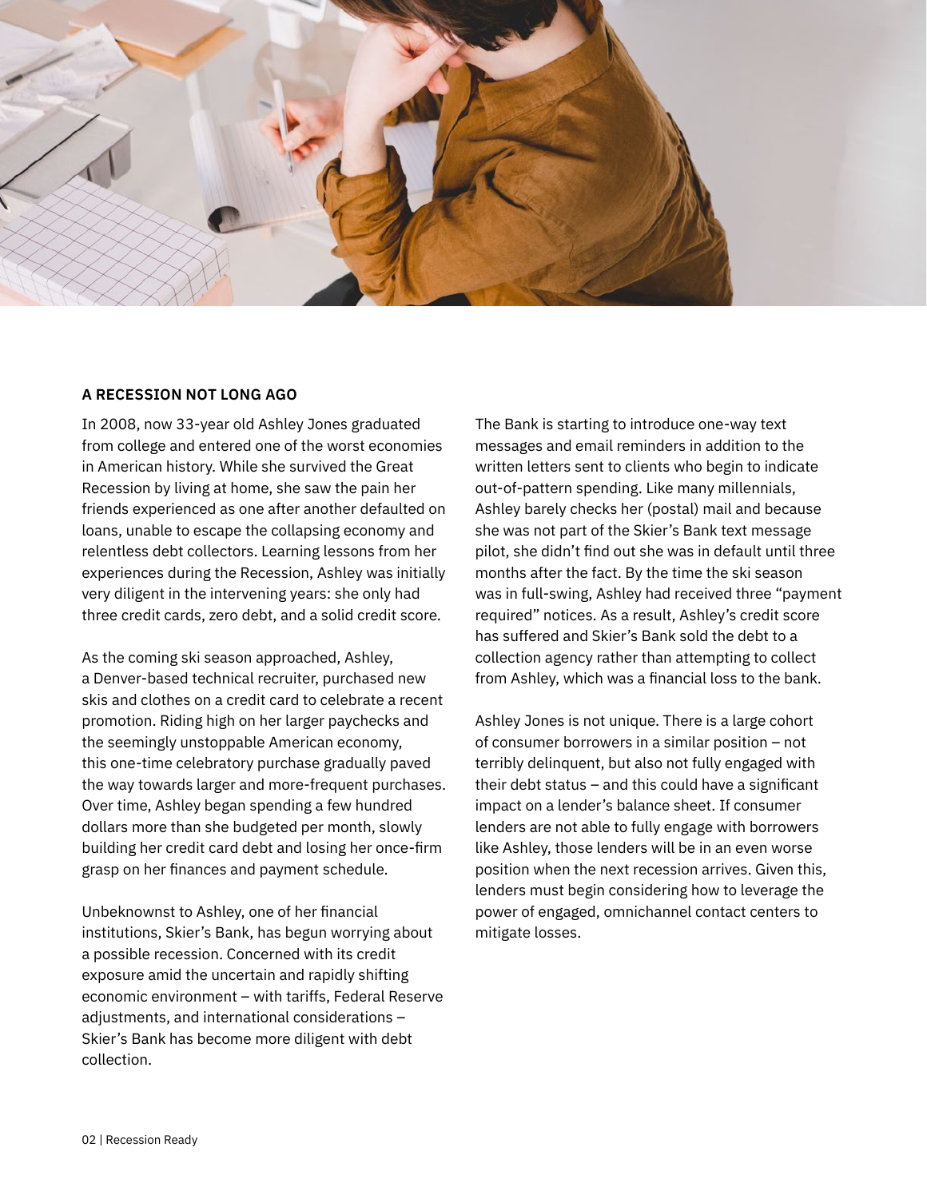### A RECESSION NOT LONG AGO

In 2008, now 33-year old Ashley Jones graduated from college and entered one of the worst economies in American history. While she survived the Great Recession by living at home, she saw the pain her friends experienced as one after another defaulted on loans, unable to escape the collapsing economy and relentless debt collectors. Learning lessons from her experiences during the Recession, Ashley was initially very diligent in the intervening years: she only had three credit cards, zero debt, and a solid credit score.

As the coming ski season approached, Ashley, a Denver-based technical recruiter, purchased new skis and clothes on a credit card to celebrate a recent promotion. Riding high on her larger paychecks and the seemingly unstoppable American economy, this one-time celebratory purchase gradually paved the way towards larger and more-frequent purchases. Over time, Ashley began spending a few hundred dollars more than she budgeted per month, slowly building her credit card debt and losing her once-firm grasp on her finances and payment schedule.

Unbeknownst to Ashley, one of her financial institutions, Skier's Bank, has begun worrying about a possible recession. Concerned with its credit exposure amid the uncertain and rapidly shifting economic environment – with tariffs, Federal Reserve adjustments, and international considerations – Skier's Bank has become more diligent with debt collection.

The Bank is starting to introduce one-way text messages and email reminders in addition to the written letters sent to clients who begin to indicate out-of-pattern spending. Like many millennials, Ashley barely checks her (postal) mail and because she was not part of the Skier's Bank text message pilot, she didn't find out she was in default until three months after the fact. By the time the ski season was in full-swing, Ashley had received three "payment required" notices. As a result, Ashley's credit score has suffered and Skier's Bank sold the debt to a collection agency rather than attempting to collect from Ashley, which was a financial loss to the bank.

Ashley Jones is not unique. There is a large cohort of consumer borrowers in a similar position – not terribly delinquent, but also not fully engaged with their debt status – and this could have a significant impact on a lender's balance sheet. If consumer lenders are not able to fully engage with borrowers like Ashley, those lenders will be in an even worse position when the next recession arrives. Given this, lenders must begin considering how to leverage the power of engaged, omnichannel contact centers to mitigate losses.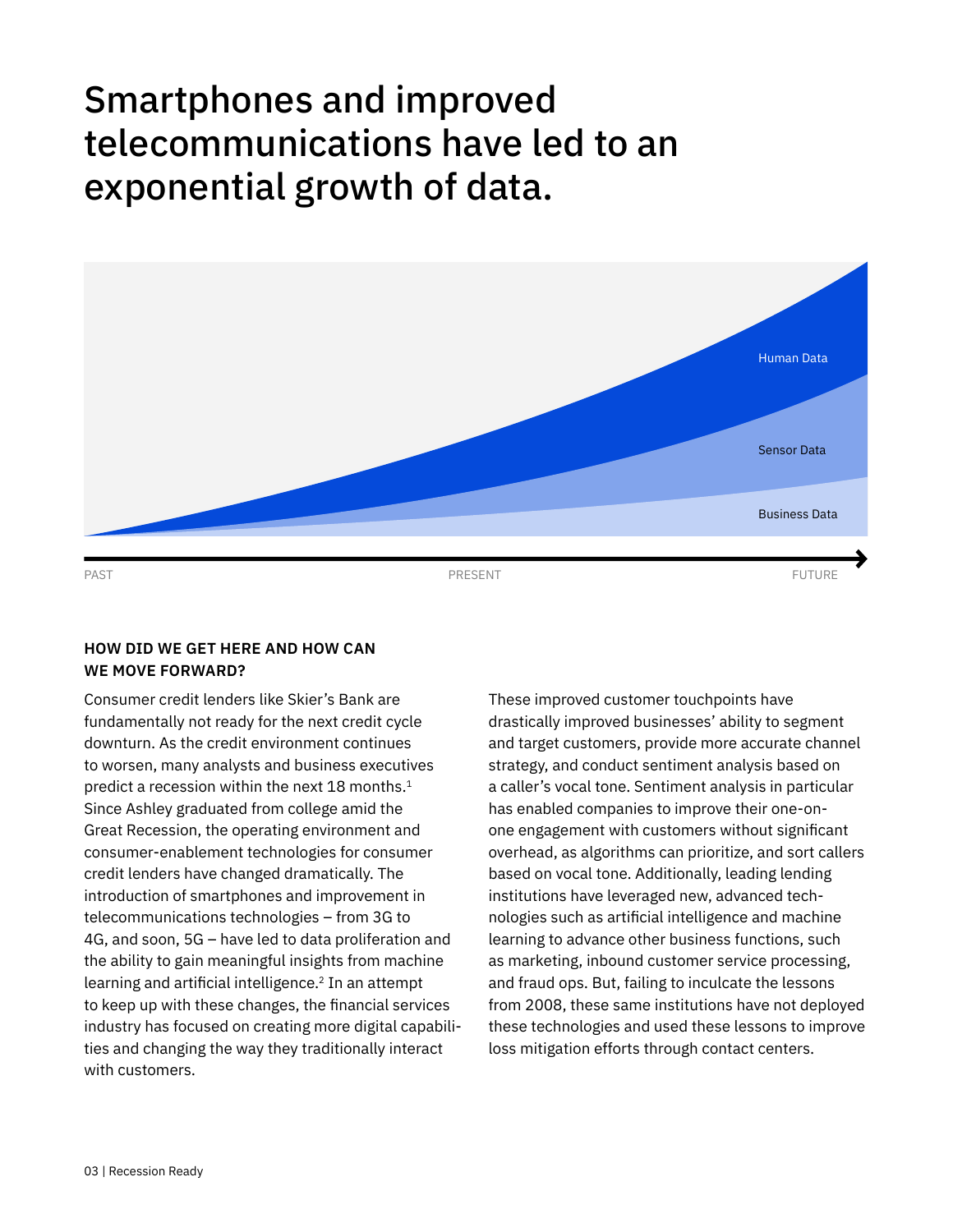# Smartphones and improved telecommunications have led to an exponential growth of data.

Human Data

Sensor Data

Business Data

PAST PRESENT FUTURE

### HOW DID WE GET HERE AND HOW CAN WE MOVE FORWARD?

Consumer credit lenders like Skier's Bank are fundamentally not ready for the next credit cycle downturn. As the credit environment continues to worsen, many analysts and business executives predict a recession within the next 18 months.[1] Since Ashley graduated from college amid the Great Recession, the operating environment and consumer-enablement technologies for consumer credit lenders have changed dramatically. The introduction of smartphones and improvement in telecommunications technologies – from 3G to 4G, and soon, 5G – have led to data proliferation and the ability to gain meaningful insights from machine learning and artificial intelligence.[2] In an attempt to keep up with these changes, the financial services industry has focused on creating more digital capabilities and changing the way they traditionally interact with customers.

These improved customer touchpoints have drastically improved businesses' ability to segment and target customers, provide more accurate channel strategy, and conduct sentiment analysis based on a caller's vocal tone. Sentiment analysis in particular has enabled companies to improve their one-on-one engagement with customers without significant overhead, as algorithms can prioritize, and sort callers based on vocal tone. Additionally, leading lending institutions have leveraged new, advanced technologies such as artificial intelligence and machine learning to advance other business functions, such as marketing, inbound customer service processing, and fraud ops. But, failing to inculcate the lessons from 2008, these same institutions have not deployed these technologies and used these lessons to improve loss mitigation efforts through contact centers.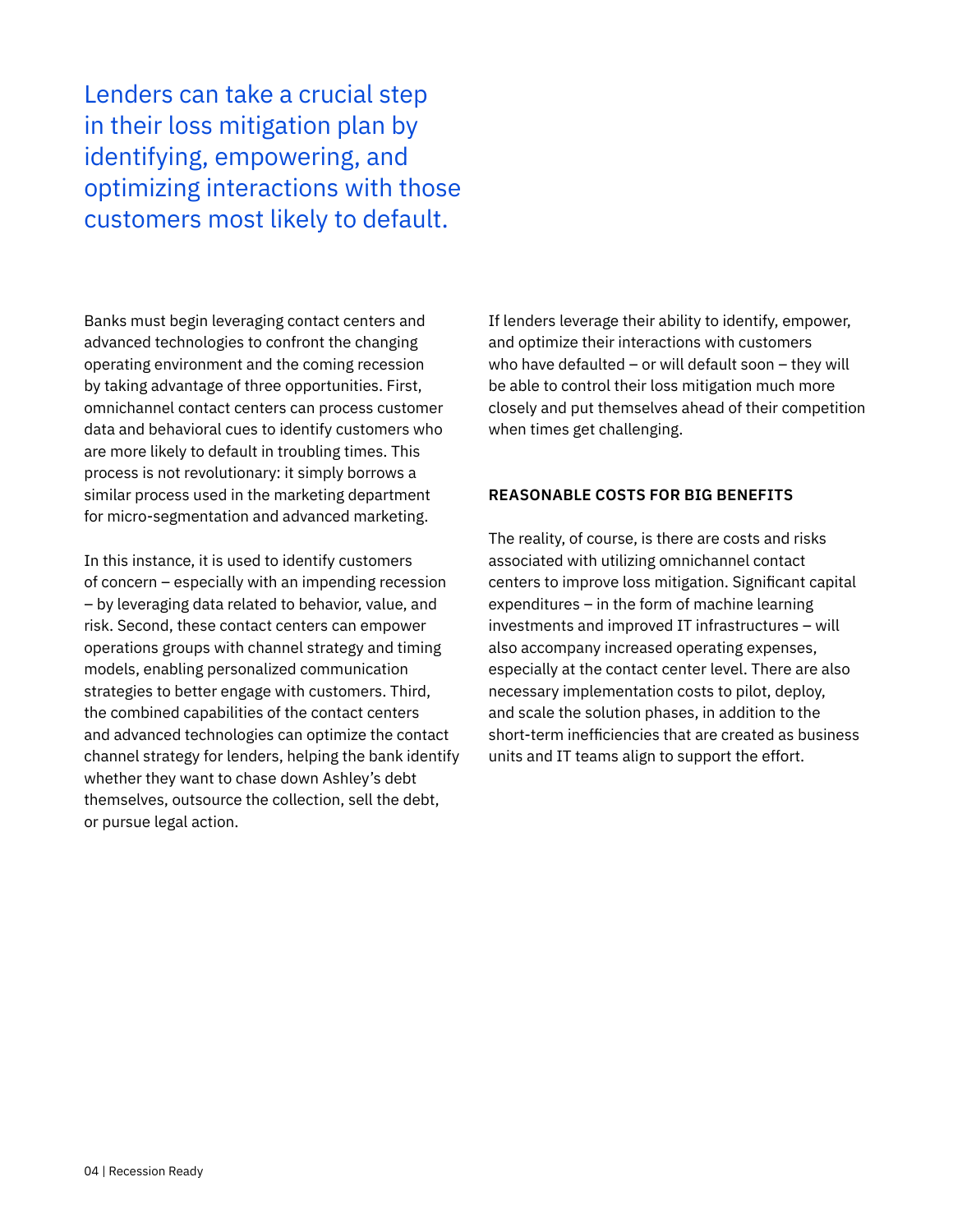## Lenders can take a crucial step in their loss mitigation plan by identifying, empowering, and optimizing interactions with those customers most likely to default.

Banks must begin leveraging contact centers and advanced technologies to confront the changing operating environment and the coming recession by taking advantage of three opportunities. First, omnichannel contact centers can process customer data and behavioral cues to identify customers who are more likely to default in troubling times. This process is not revolutionary: it simply borrows a similar process used in the marketing department for micro-segmentation and advanced marketing.

In this instance, it is used to identify customers of concern – especially with an impending recession – by leveraging data related to behavior, value, and risk. Second, these contact centers can empower operations groups with channel strategy and timing models, enabling personalized communication strategies to better engage with customers. Third, the combined capabilities of the contact centers and advanced technologies can optimize the contact channel strategy for lenders, helping the bank identify whether they want to chase down Ashley's debt themselves, outsource the collection, sell the debt, or pursue legal action.

If lenders leverage their ability to identify, empower, and optimize their interactions with customers who have defaulted – or will default soon – they will be able to control their loss mitigation much more closely and put themselves ahead of their competition when times get challenging.

### REASONABLE COSTS FOR BIG BENEFITS

The reality, of course, is there are costs and risks associated with utilizing omnichannel contact centers to improve loss mitigation. Significant capital expenditures – in the form of machine learning investments and improved IT infrastructures – will also accompany increased operating expenses, especially at the contact center level. There are also necessary implementation costs to pilot, deploy, and scale the solution phases, in addition to the short-term inefficiencies that are created as business units and IT teams align to support the effort.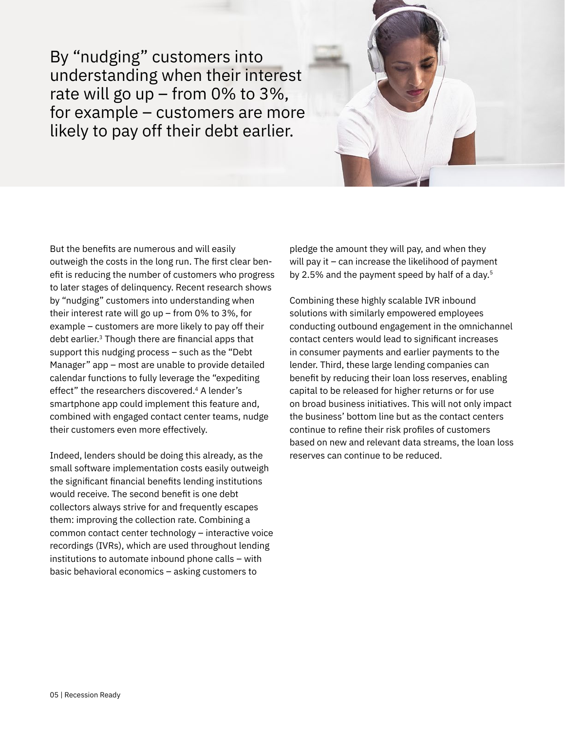> By "nudging" customers into understanding when their interest rate will go up – from 0% to 3%, for example – customers are more likely to pay off their debt earlier.

But the benefits are numerous and will easily outweigh the costs in the long run. The first clear benefit is reducing the number of customers who progress to later stages of delinquency. Recent research shows by "nudging" customers into understanding when their interest rate will go up – from 0% to 3%, for example – customers are more likely to pay off their debt earlier.[3] Though there are financial apps that support this nudging process – such as the "Debt Manager" app – most are unable to provide detailed calendar functions to fully leverage the "expediting effect" the researchers discovered.[4] A lender's smartphone app could implement this feature and, combined with engaged contact center teams, nudge their customers even more effectively.

Indeed, lenders should be doing this already, as the small software implementation costs easily outweigh the significant financial benefits lending institutions would receive. The second benefit is one debt collectors always strive for and frequently escapes them: improving the collection rate. Combining a common contact center technology – interactive voice recordings (IVRs), which are used throughout lending institutions to automate inbound phone calls – with basic behavioral economics – asking customers to pledge the amount they will pay, and when they will pay it – can increase the likelihood of payment by 2.5% and the payment speed by half of a day.[5]

Combining these highly scalable IVR inbound solutions with similarly empowered employees conducting outbound engagement in the omnichannel contact centers would lead to significant increases in consumer payments and earlier payments to the lender. Third, these large lending companies can benefit by reducing their loan loss reserves, enabling capital to be released for higher returns or for use on broad business initiatives. This will not only impact the business' bottom line but as the contact centers continue to refine their risk profiles of customers based on new and relevant data streams, the loan loss reserves can continue to be reduced.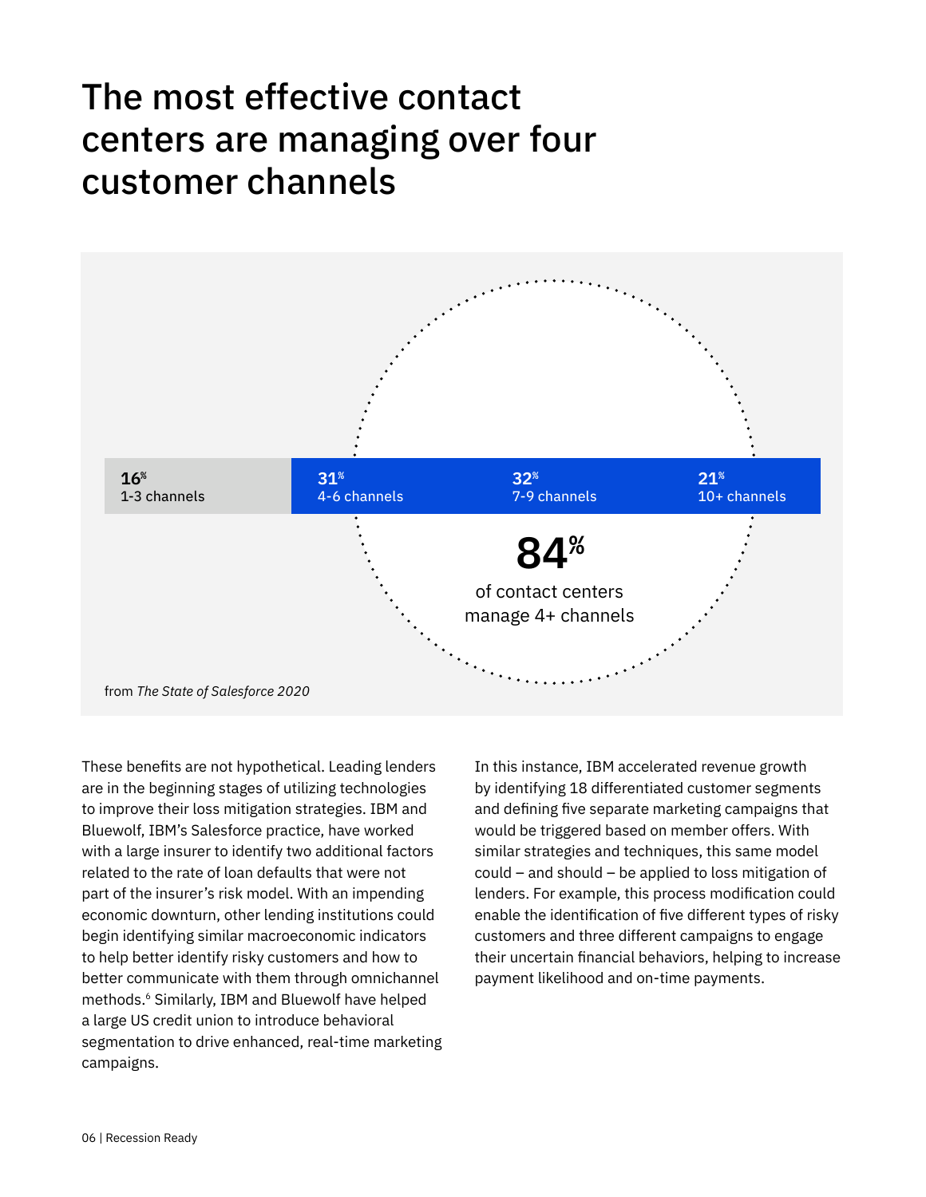# The most effective contact centers are managing over four customer channels

| 16% | 31% | 32% | 21% |
|---|---|---|---|
| 1-3 channels | 4-6 channels | 7-9 channels | 10+ channels |

**84%** of contact centers manage 4+ channels

from *The State of Salesforce 2020*

These benefits are not hypothetical. Leading lenders are in the beginning stages of utilizing technologies to improve their loss mitigation strategies. IBM and Bluewolf, IBM's Salesforce practice, have worked with a large insurer to identify two additional factors related to the rate of loan defaults that were not part of the insurer's risk model. With an impending economic downturn, other lending institutions could begin identifying similar macroeconomic indicators to help better identify risky customers and how to better communicate with them through omnichannel methods.[6] Similarly, IBM and Bluewolf have helped a large US credit union to introduce behavioral segmentation to drive enhanced, real-time marketing campaigns.

In this instance, IBM accelerated revenue growth by identifying 18 differentiated customer segments and defining five separate marketing campaigns that would be triggered based on member offers. With similar strategies and techniques, this same model could – and should – be applied to loss mitigation of lenders. For example, this process modification could enable the identification of five different types of risky customers and three different campaigns to engage their uncertain financial behaviors, helping to increase payment likelihood and on-time payments.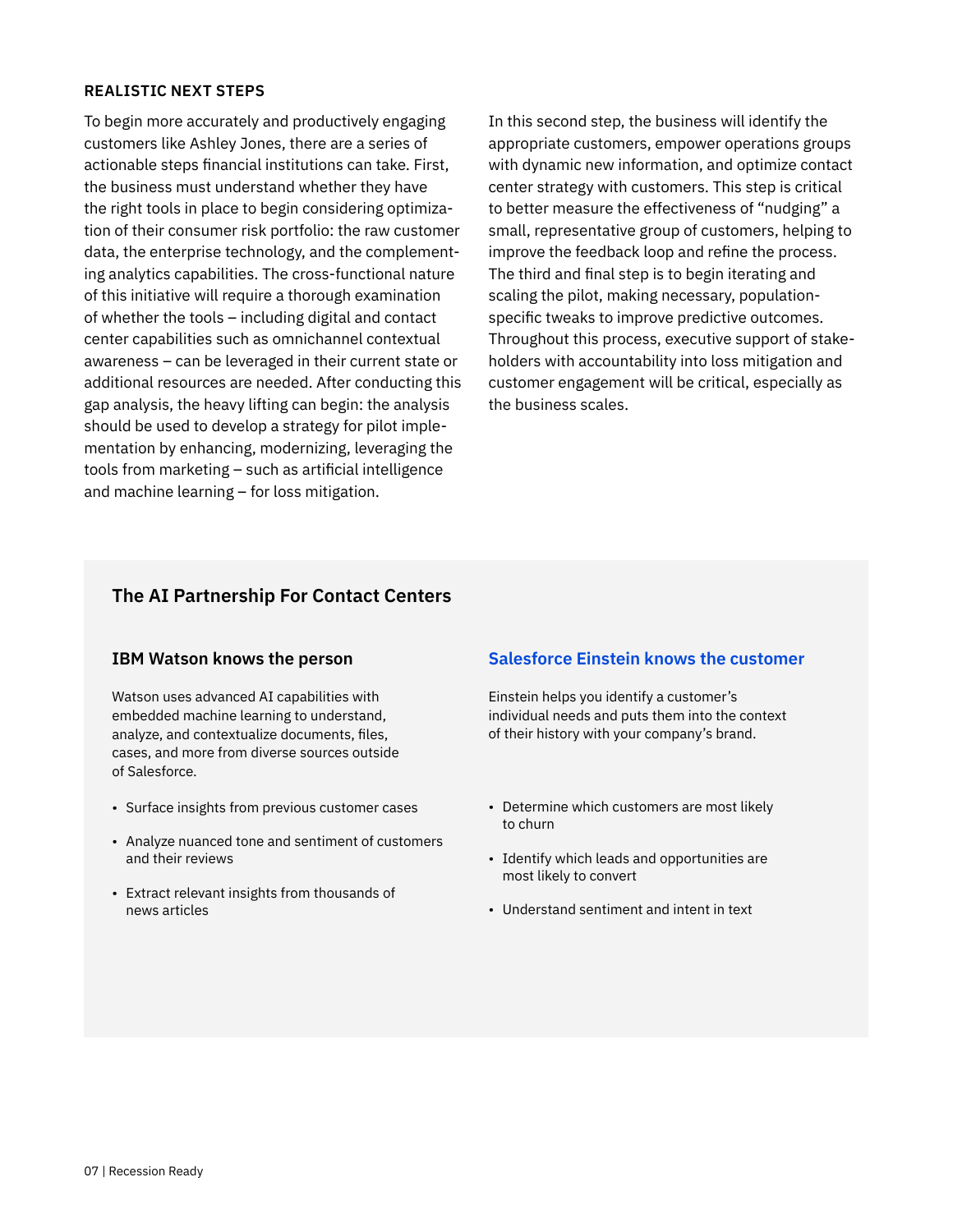## REALISTIC NEXT STEPS

To begin more accurately and productively engaging customers like Ashley Jones, there are a series of actionable steps financial institutions can take. First, the business must understand whether they have the right tools in place to begin considering optimization of their consumer risk portfolio: the raw customer data, the enterprise technology, and the complementing analytics capabilities. The cross-functional nature of this initiative will require a thorough examination of whether the tools – including digital and contact center capabilities such as omnichannel contextual awareness – can be leveraged in their current state or additional resources are needed. After conducting this gap analysis, the heavy lifting can begin: the analysis should be used to develop a strategy for pilot implementation by enhancing, modernizing, leveraging the tools from marketing – such as artificial intelligence and machine learning – for loss mitigation.

In this second step, the business will identify the appropriate customers, empower operations groups with dynamic new information, and optimize contact center strategy with customers. This step is critical to better measure the effectiveness of "nudging" a small, representative group of customers, helping to improve the feedback loop and refine the process. The third and final step is to begin iterating and scaling the pilot, making necessary, population-specific tweaks to improve predictive outcomes. Throughout this process, executive support of stakeholders with accountability into loss mitigation and customer engagement will be critical, especially as the business scales.

### The AI Partnership For Contact Centers

#### IBM Watson knows the person

Watson uses advanced AI capabilities with embedded machine learning to understand, analyze, and contextualize documents, files, cases, and more from diverse sources outside of Salesforce.

- Surface insights from previous customer cases
- Analyze nuanced tone and sentiment of customers and their reviews
- Extract relevant insights from thousands of news articles

#### Salesforce Einstein knows the customer

Einstein helps you identify a customer's individual needs and puts them into the context of their history with your company's brand.

- Determine which customers are most likely to churn
- Identify which leads and opportunities are most likely to convert
- Understand sentiment and intent in text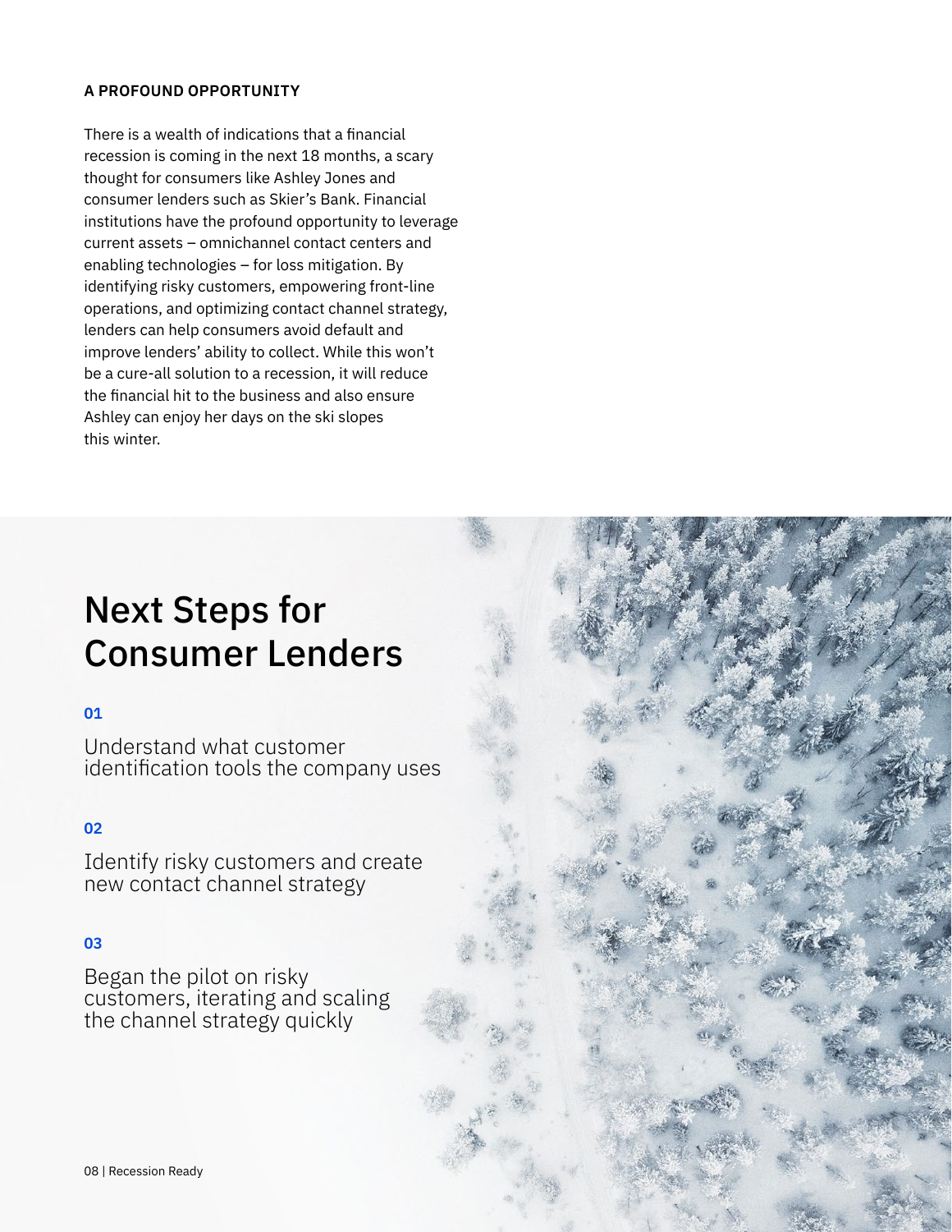### A PROFOUND OPPORTUNITY

There is a wealth of indications that a financial recession is coming in the next 18 months, a scary thought for consumers like Ashley Jones and consumer lenders such as Skier's Bank. Financial institutions have the profound opportunity to leverage current assets – omnichannel contact centers and enabling technologies – for loss mitigation. By identifying risky customers, empowering front-line operations, and optimizing contact channel strategy, lenders can help consumers avoid default and improve lenders' ability to collect. While this won't be a cure-all solution to a recession, it will reduce the financial hit to the business and also ensure Ashley can enjoy her days on the ski slopes this winter.

# Next Steps for Consumer Lenders

**01**

Understand what customer identification tools the company uses

**02**

Identify risky customers and create new contact channel strategy

**03**

Began the pilot on risky customers, iterating and scaling the channel strategy quickly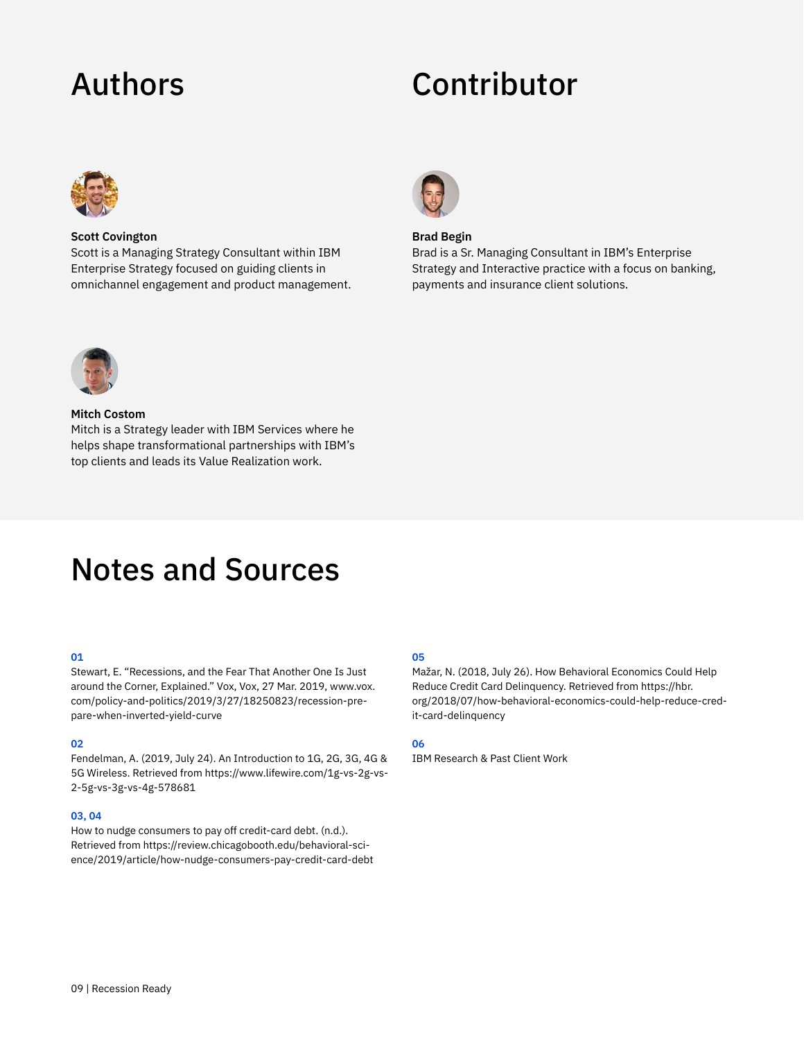# Authors

**Scott Covington**
Scott is a Managing Strategy Consultant within IBM Enterprise Strategy focused on guiding clients in omnichannel engagement and product management.

**Mitch Costom**
Mitch is a Strategy leader with IBM Services where he helps shape transformational partnerships with IBM's top clients and leads its Value Realization work.

# Contributor

**Brad Begin**
Brad is a Sr. Managing Consultant in IBM's Enterprise Strategy and Interactive practice with a focus on banking, payments and insurance client solutions.

# Notes and Sources

**01**
Stewart, E. "Recessions, and the Fear That Another One Is Just around the Corner, Explained." Vox, Vox, 27 Mar. 2019, www.vox.com/policy-and-politics/2019/3/27/18250823/recession-prepare-when-inverted-yield-curve

**02**
Fendelman, A. (2019, July 24). An Introduction to 1G, 2G, 3G, 4G & 5G Wireless. Retrieved from https://www.lifewire.com/1g-vs-2g-vs-2-5g-vs-3g-vs-4g-578681

**03, 04**
How to nudge consumers to pay off credit-card debt. (n.d.). Retrieved from https://review.chicagobooth.edu/behavioral-science/2019/article/how-nudge-consumers-pay-credit-card-debt

**05**
Mažar, N. (2018, July 26). How Behavioral Economics Could Help Reduce Credit Card Delinquency. Retrieved from https://hbr.org/2018/07/how-behavioral-economics-could-help-reduce-credit-card-delinquency

**06**
IBM Research & Past Client Work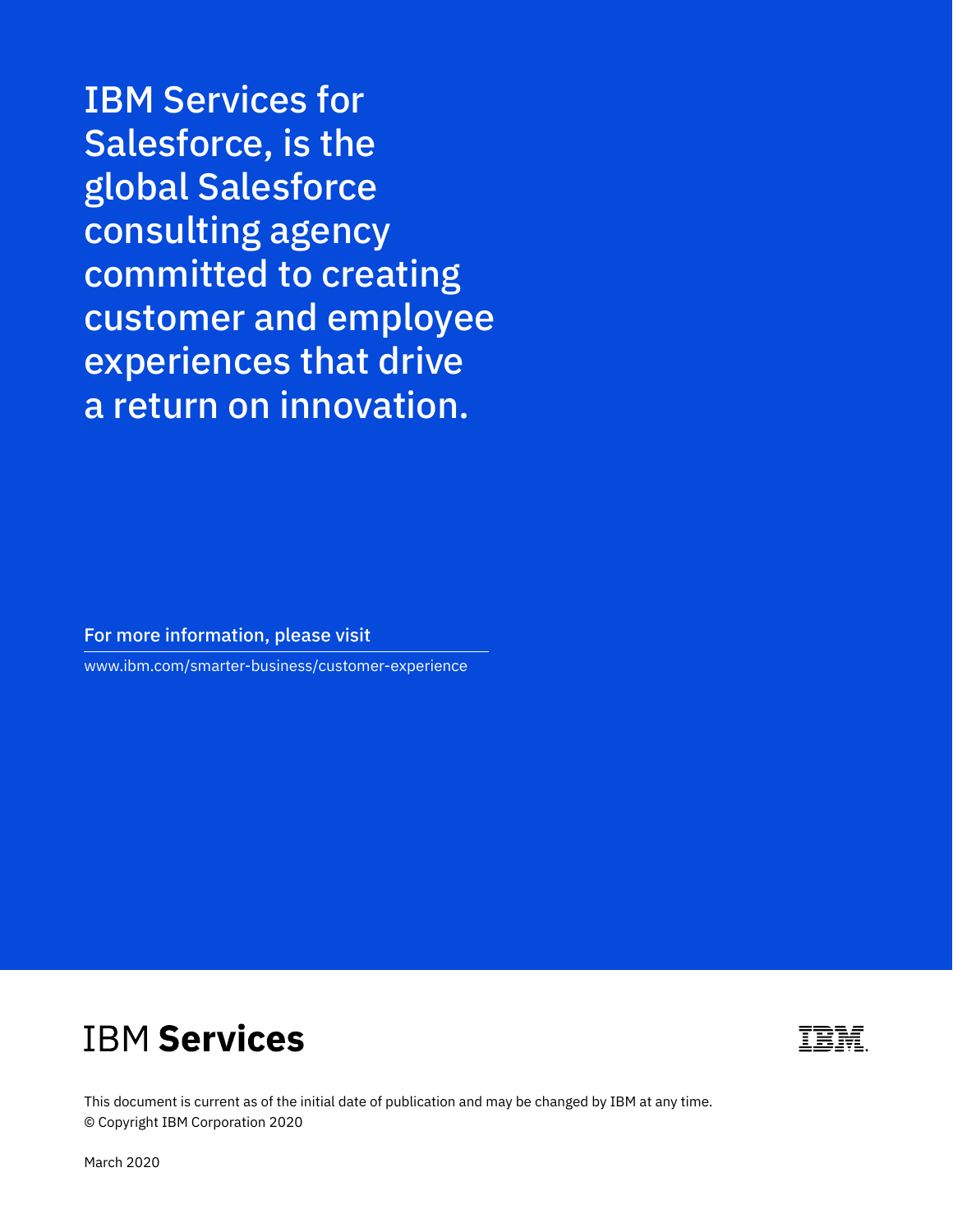# IBM Services for Salesforce, is the global Salesforce consulting agency committed to creating customer and employee experiences that drive a return on innovation.

For more information, please visit

www.ibm.com/smarter-business/customer-experience

IBM **Services**

This document is current as of the initial date of publication and may be changed by IBM at any time.
© Copyright IBM Corporation 2020

March 2020